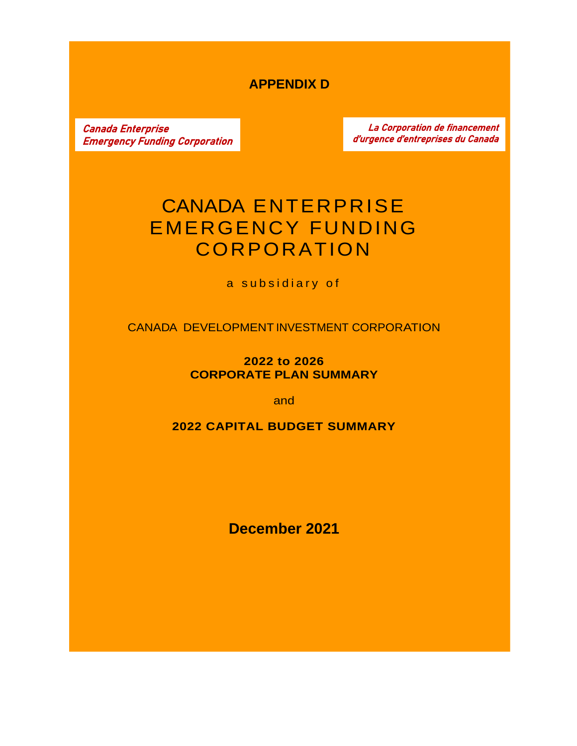**APPENDIX D**

*Canada Enterprise Emergency Funding Corporation*

*La Corporation de financement d'urgence d'entreprises du Canada*

# CANADA ENTERPRISE EMERGENCY FUNDING CORPORATION

a subsidiary of

CANADA DEVELOPMENT INVESTMENT CORPORATION

**2022 to 2026**
**CORPORATE PLAN SUMMARY**

and

**2022 CAPITAL BUDGET SUMMARY**

**December 2021**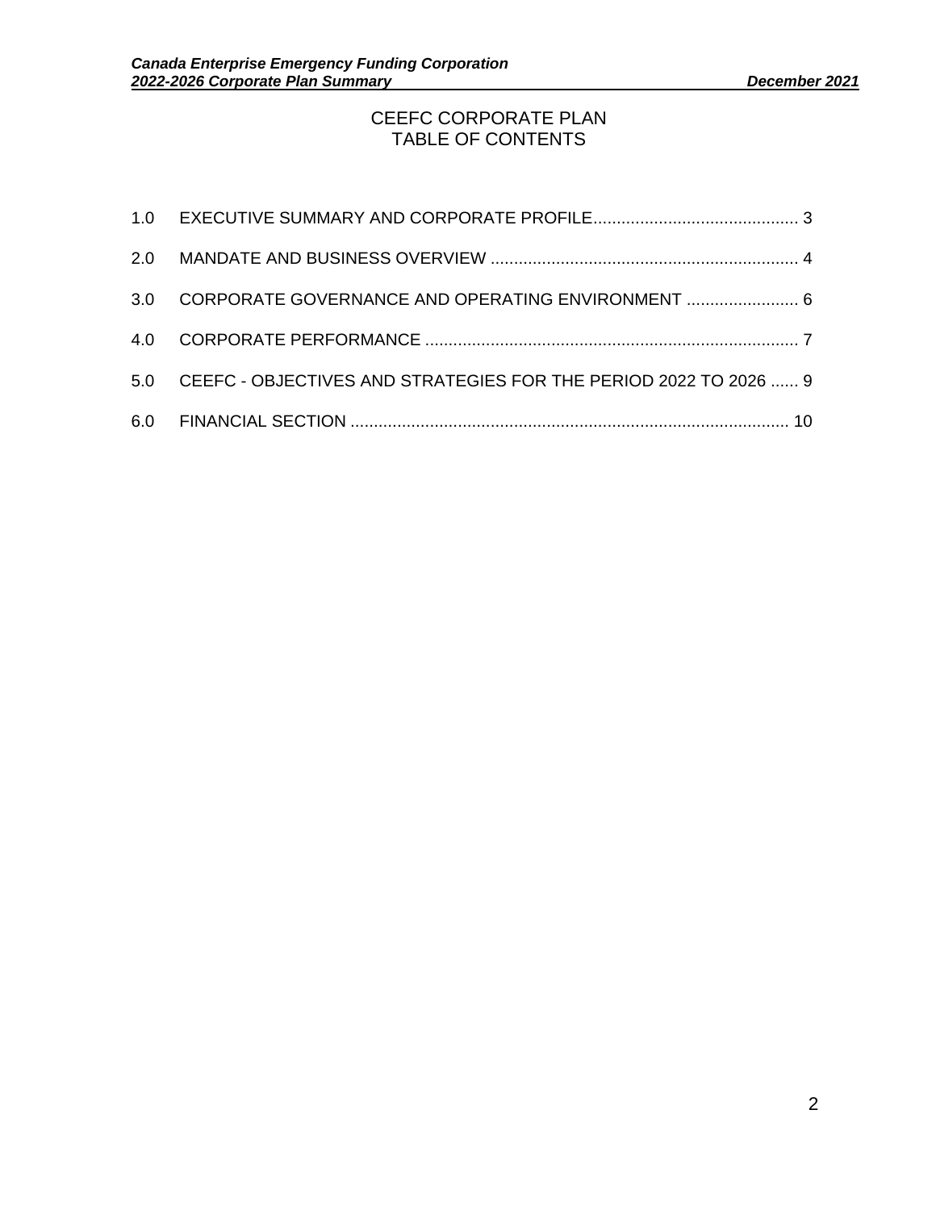# CEEFC CORPORATE PLAN
# TABLE OF CONTENTS

1.0 EXECUTIVE SUMMARY AND CORPORATE PROFILE ........................................... 3

2.0 MANDATE AND BUSINESS OVERVIEW ................................................................. 4

3.0 CORPORATE GOVERNANCE AND OPERATING ENVIRONMENT ........................ 6

4.0 CORPORATE PERFORMANCE ............................................................................... 7

5.0 CEEFC - OBJECTIVES AND STRATEGIES FOR THE PERIOD 2022 TO 2026 ...... 9

6.0 FINANCIAL SECTION ............................................................................................. 10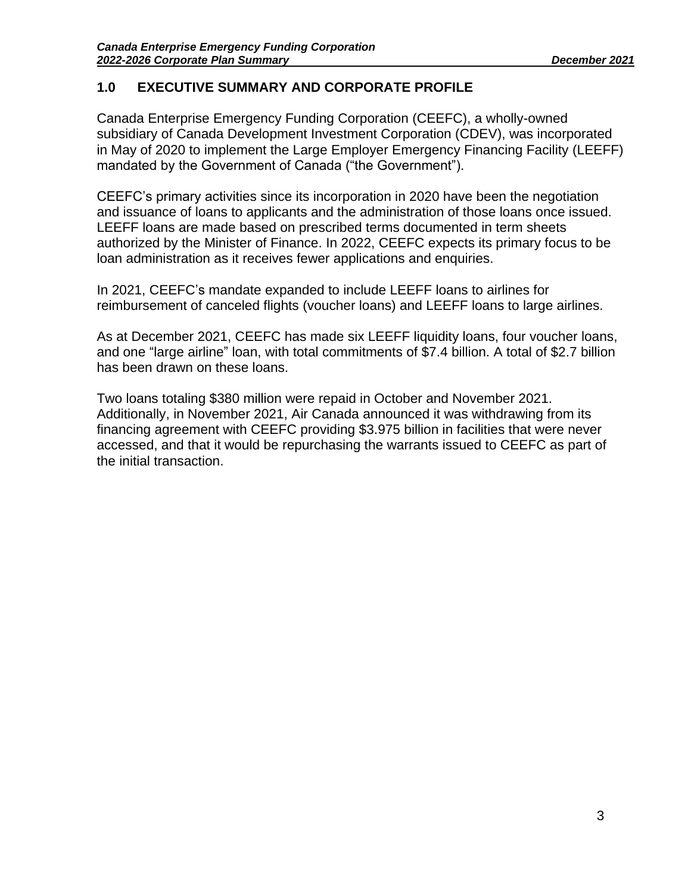## 1.0 EXECUTIVE SUMMARY AND CORPORATE PROFILE

Canada Enterprise Emergency Funding Corporation (CEEFC), a wholly-owned subsidiary of Canada Development Investment Corporation (CDEV), was incorporated in May of 2020 to implement the Large Employer Emergency Financing Facility (LEEFF) mandated by the Government of Canada ("the Government").

CEEFC's primary activities since its incorporation in 2020 have been the negotiation and issuance of loans to applicants and the administration of those loans once issued. LEEFF loans are made based on prescribed terms documented in term sheets authorized by the Minister of Finance. In 2022, CEEFC expects its primary focus to be loan administration as it receives fewer applications and enquiries.

In 2021, CEEFC's mandate expanded to include LEEFF loans to airlines for reimbursement of canceled flights (voucher loans) and LEEFF loans to large airlines.

As at December 2021, CEEFC has made six LEEFF liquidity loans, four voucher loans, and one "large airline" loan, with total commitments of $7.4 billion. A total of $2.7 billion has been drawn on these loans.

Two loans totaling $380 million were repaid in October and November 2021. Additionally, in November 2021, Air Canada announced it was withdrawing from its financing agreement with CEEFC providing $3.975 billion in facilities that were never accessed, and that it would be repurchasing the warrants issued to CEEFC as part of the initial transaction.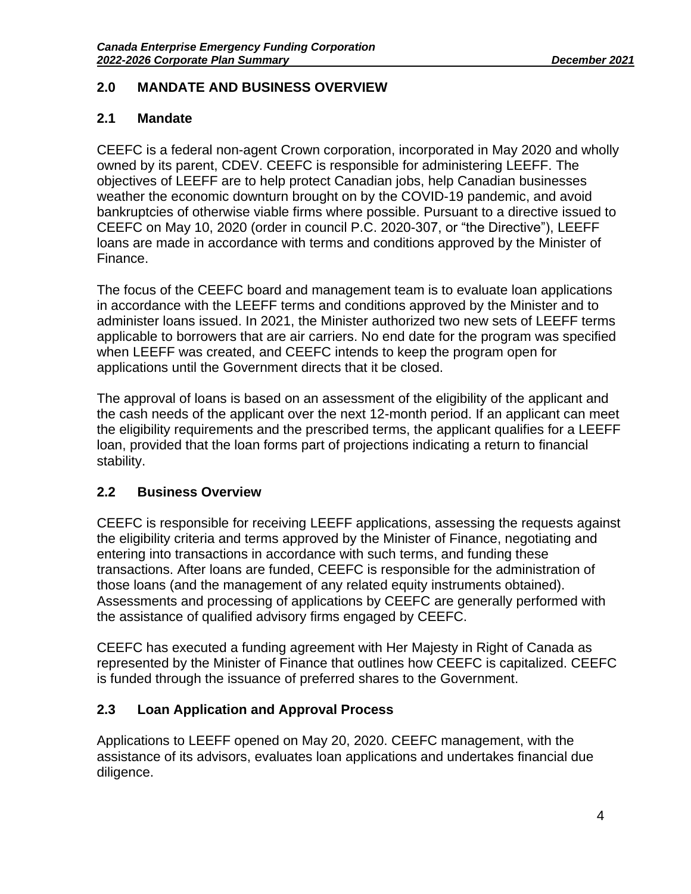## 2.0 MANDATE AND BUSINESS OVERVIEW

### 2.1 Mandate

CEEFC is a federal non-agent Crown corporation, incorporated in May 2020 and wholly owned by its parent, CDEV. CEEFC is responsible for administering LEEFF. The objectives of LEEFF are to help protect Canadian jobs, help Canadian businesses weather the economic downturn brought on by the COVID-19 pandemic, and avoid bankruptcies of otherwise viable firms where possible. Pursuant to a directive issued to CEEFC on May 10, 2020 (order in council P.C. 2020-307, or “the Directive”), LEEFF loans are made in accordance with terms and conditions approved by the Minister of Finance.

The focus of the CEEFC board and management team is to evaluate loan applications in accordance with the LEEFF terms and conditions approved by the Minister and to administer loans issued. In 2021, the Minister authorized two new sets of LEEFF terms applicable to borrowers that are air carriers. No end date for the program was specified when LEEFF was created, and CEEFC intends to keep the program open for applications until the Government directs that it be closed.

The approval of loans is based on an assessment of the eligibility of the applicant and the cash needs of the applicant over the next 12-month period. If an applicant can meet the eligibility requirements and the prescribed terms, the applicant qualifies for a LEEFF loan, provided that the loan forms part of projections indicating a return to financial stability.

### 2.2 Business Overview

CEEFC is responsible for receiving LEEFF applications, assessing the requests against the eligibility criteria and terms approved by the Minister of Finance, negotiating and entering into transactions in accordance with such terms, and funding these transactions. After loans are funded, CEEFC is responsible for the administration of those loans (and the management of any related equity instruments obtained). Assessments and processing of applications by CEEFC are generally performed with the assistance of qualified advisory firms engaged by CEEFC.

CEEFC has executed a funding agreement with Her Majesty in Right of Canada as represented by the Minister of Finance that outlines how CEEFC is capitalized. CEEFC is funded through the issuance of preferred shares to the Government.

### 2.3 Loan Application and Approval Process

Applications to LEEFF opened on May 20, 2020. CEEFC management, with the assistance of its advisors, evaluates loan applications and undertakes financial due diligence.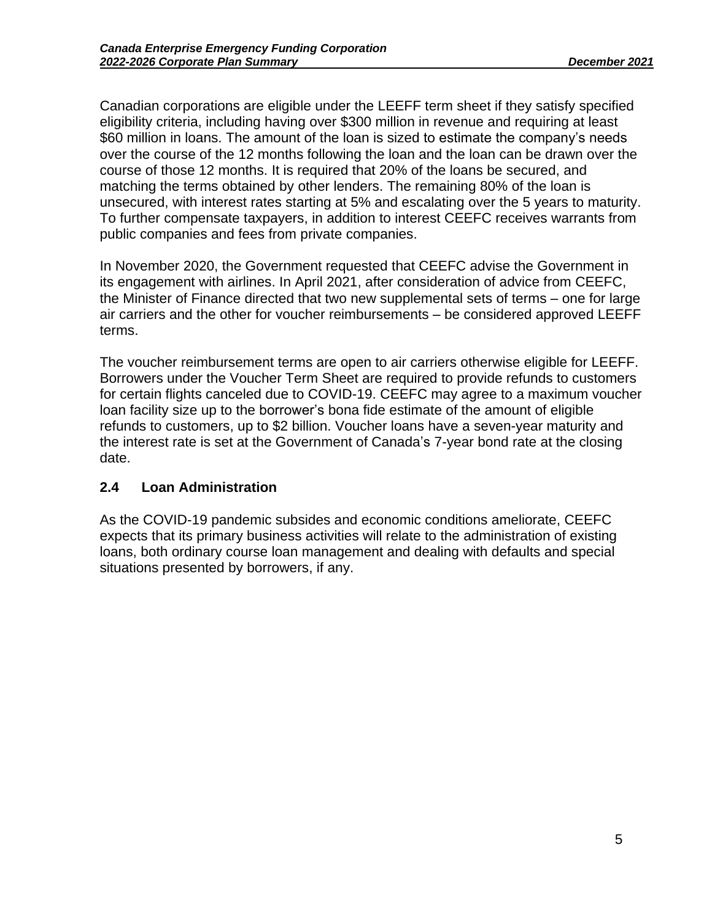Canadian corporations are eligible under the LEEFF term sheet if they satisfy specified eligibility criteria, including having over $300 million in revenue and requiring at least $60 million in loans. The amount of the loan is sized to estimate the company's needs over the course of the 12 months following the loan and the loan can be drawn over the course of those 12 months. It is required that 20% of the loans be secured, and matching the terms obtained by other lenders. The remaining 80% of the loan is unsecured, with interest rates starting at 5% and escalating over the 5 years to maturity. To further compensate taxpayers, in addition to interest CEEFC receives warrants from public companies and fees from private companies.

In November 2020, the Government requested that CEEFC advise the Government in its engagement with airlines. In April 2021, after consideration of advice from CEEFC, the Minister of Finance directed that two new supplemental sets of terms – one for large air carriers and the other for voucher reimbursements – be considered approved LEEFF terms.

The voucher reimbursement terms are open to air carriers otherwise eligible for LEEFF. Borrowers under the Voucher Term Sheet are required to provide refunds to customers for certain flights canceled due to COVID-19. CEEFC may agree to a maximum voucher loan facility size up to the borrower's bona fide estimate of the amount of eligible refunds to customers, up to $2 billion. Voucher loans have a seven-year maturity and the interest rate is set at the Government of Canada's 7-year bond rate at the closing date.

## 2.4 Loan Administration

As the COVID-19 pandemic subsides and economic conditions ameliorate, CEEFC expects that its primary business activities will relate to the administration of existing loans, both ordinary course loan management and dealing with defaults and special situations presented by borrowers, if any.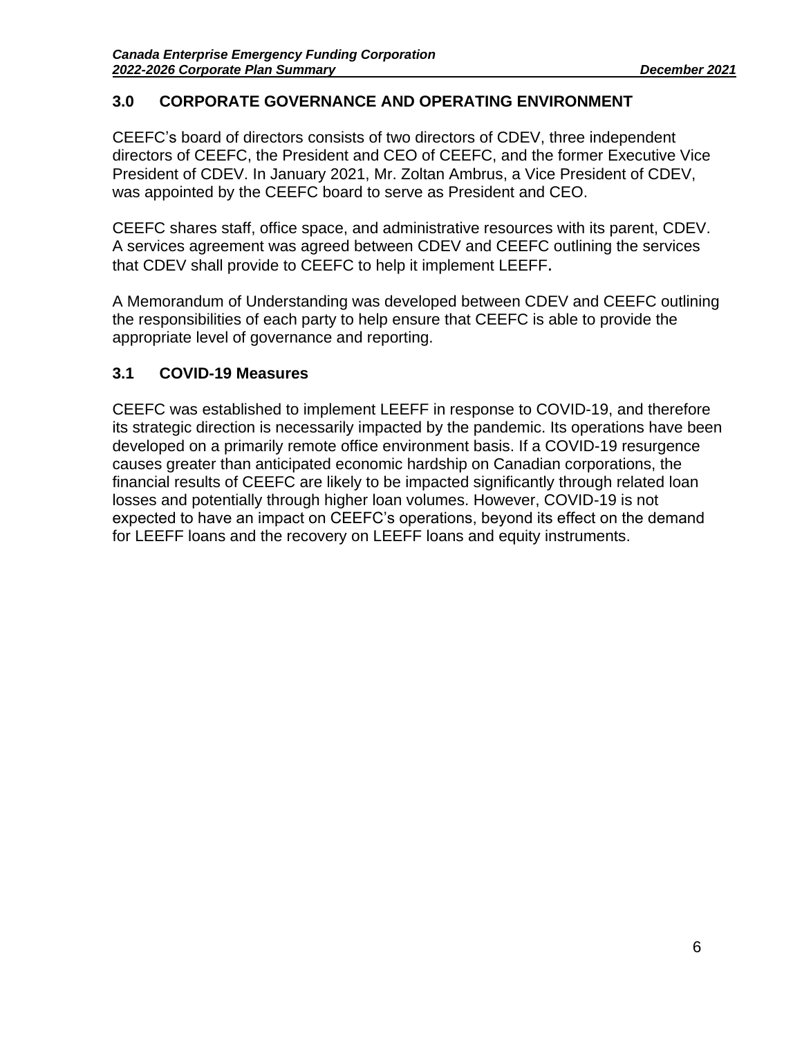## 3.0 CORPORATE GOVERNANCE AND OPERATING ENVIRONMENT

CEEFC's board of directors consists of two directors of CDEV, three independent directors of CEEFC, the President and CEO of CEEFC, and the former Executive Vice President of CDEV. In January 2021, Mr. Zoltan Ambrus, a Vice President of CDEV, was appointed by the CEEFC board to serve as President and CEO.

CEEFC shares staff, office space, and administrative resources with its parent, CDEV. A services agreement was agreed between CDEV and CEEFC outlining the services that CDEV shall provide to CEEFC to help it implement LEEFF.

A Memorandum of Understanding was developed between CDEV and CEEFC outlining the responsibilities of each party to help ensure that CEEFC is able to provide the appropriate level of governance and reporting.

### 3.1 COVID-19 Measures

CEEFC was established to implement LEEFF in response to COVID-19, and therefore its strategic direction is necessarily impacted by the pandemic. Its operations have been developed on a primarily remote office environment basis. If a COVID-19 resurgence causes greater than anticipated economic hardship on Canadian corporations, the financial results of CEEFC are likely to be impacted significantly through related loan losses and potentially through higher loan volumes. However, COVID-19 is not expected to have an impact on CEEFC's operations, beyond its effect on the demand for LEEFF loans and the recovery on LEEFF loans and equity instruments.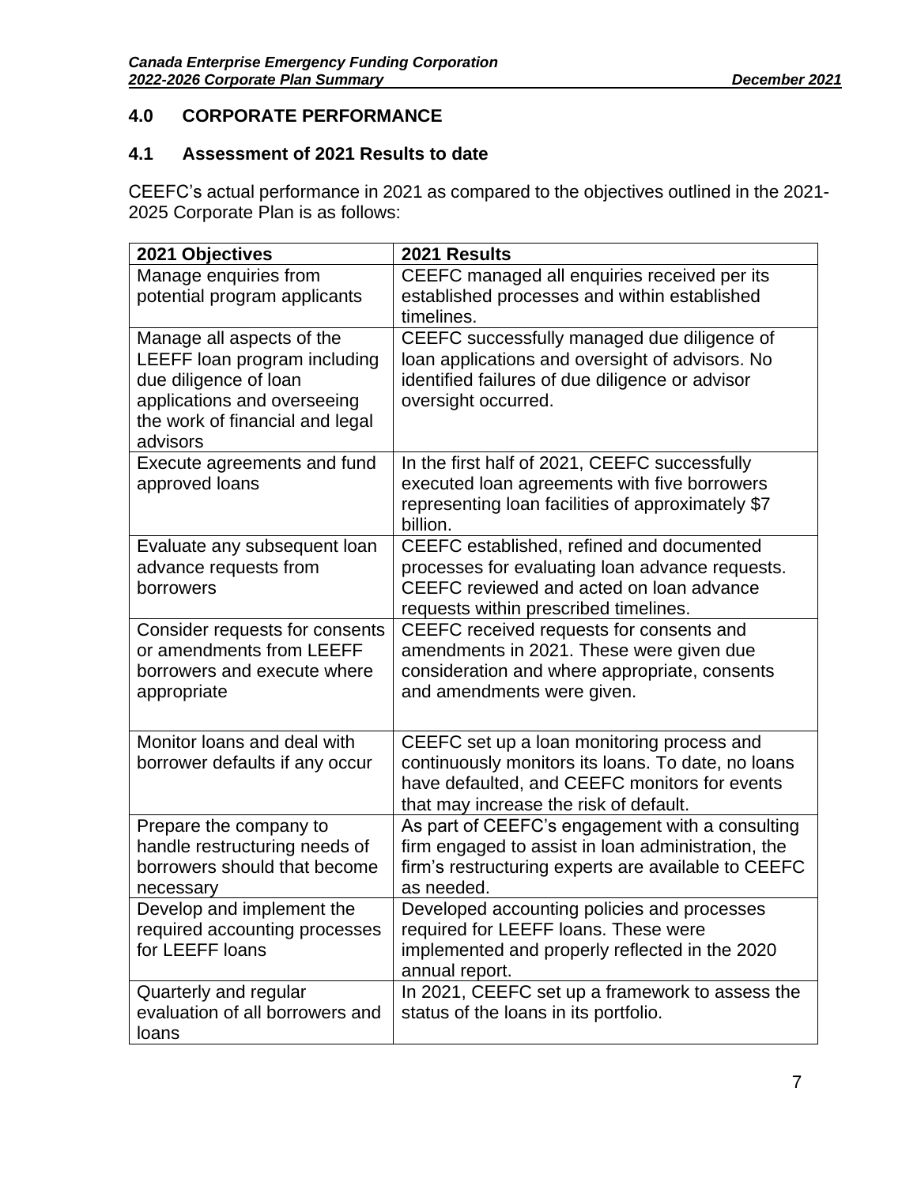## 4.0 CORPORATE PERFORMANCE

### 4.1 Assessment of 2021 Results to date

CEEFC's actual performance in 2021 as compared to the objectives outlined in the 2021-2025 Corporate Plan is as follows:

| 2021 Objectives | 2021 Results |
|---|---|
| Manage enquiries from potential program applicants | CEEFC managed all enquiries received per its established processes and within established timelines. |
| Manage all aspects of the LEEFF loan program including due diligence of loan applications and overseeing the work of financial and legal advisors | CEEFC successfully managed due diligence of loan applications and oversight of advisors. No identified failures of due diligence or advisor oversight occurred. |
| Execute agreements and fund approved loans | In the first half of 2021, CEEFC successfully executed loan agreements with five borrowers representing loan facilities of approximately $7 billion. |
| Evaluate any subsequent loan advance requests from borrowers | CEEFC established, refined and documented processes for evaluating loan advance requests. CEEFC reviewed and acted on loan advance requests within prescribed timelines. |
| Consider requests for consents or amendments from LEEFF borrowers and execute where appropriate | CEEFC received requests for consents and amendments in 2021. These were given due consideration and where appropriate, consents and amendments were given. |
| Monitor loans and deal with borrower defaults if any occur | CEEFC set up a loan monitoring process and continuously monitors its loans. To date, no loans have defaulted, and CEEFC monitors for events that may increase the risk of default. |
| Prepare the company to handle restructuring needs of borrowers should that become necessary | As part of CEEFC's engagement with a consulting firm engaged to assist in loan administration, the firm's restructuring experts are available to CEEFC as needed. |
| Develop and implement the required accounting processes for LEEFF loans | Developed accounting policies and processes required for LEEFF loans. These were implemented and properly reflected in the 2020 annual report. |
| Quarterly and regular evaluation of all borrowers and loans | In 2021, CEEFC set up a framework to assess the status of the loans in its portfolio. |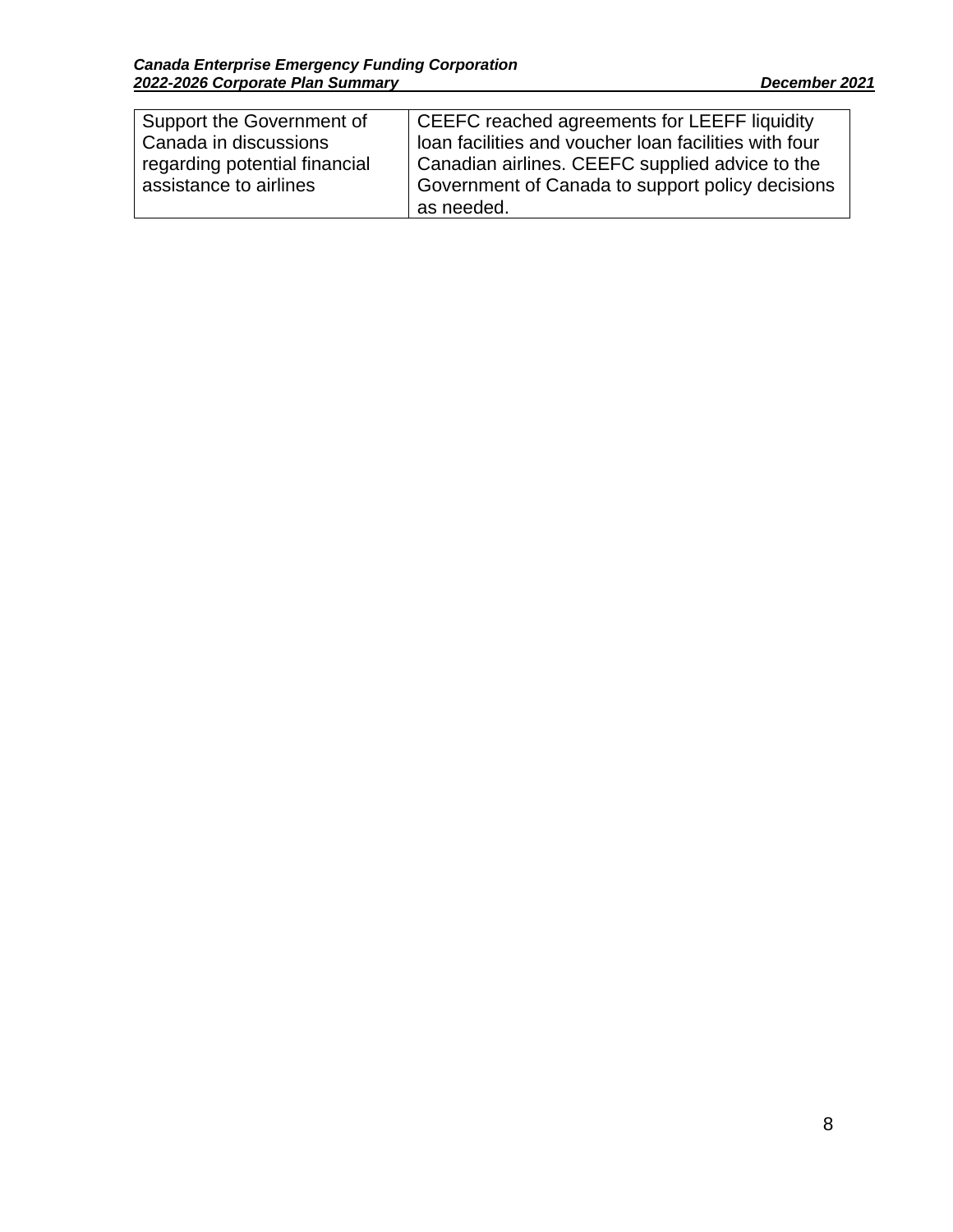| | |
|---|---|
| Support the Government of Canada in discussions regarding potential financial assistance to airlines | CEEFC reached agreements for LEEFF liquidity loan facilities and voucher loan facilities with four Canadian airlines. CEEFC supplied advice to the Government of Canada to support policy decisions as needed. |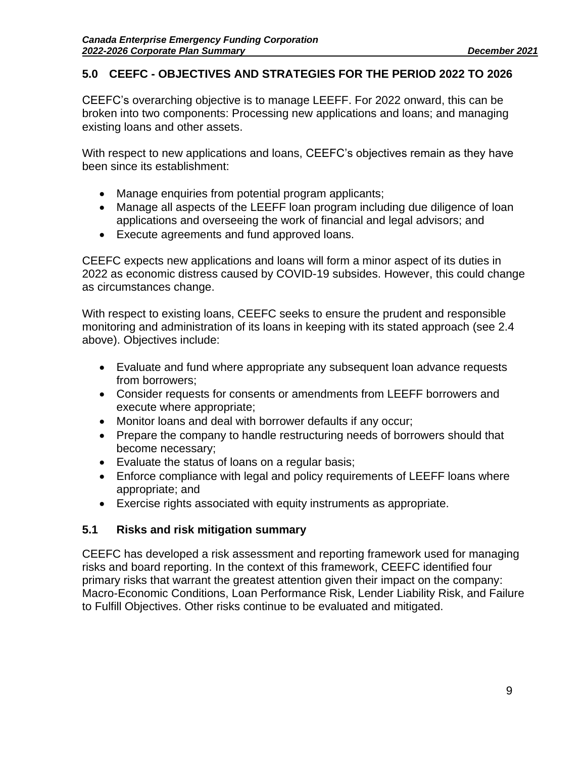## 5.0 CEEFC - OBJECTIVES AND STRATEGIES FOR THE PERIOD 2022 TO 2026

CEEFC's overarching objective is to manage LEEFF. For 2022 onward, this can be broken into two components: Processing new applications and loans; and managing existing loans and other assets.

With respect to new applications and loans, CEEFC's objectives remain as they have been since its establishment:

- Manage enquiries from potential program applicants;
- Manage all aspects of the LEEFF loan program including due diligence of loan applications and overseeing the work of financial and legal advisors; and
- Execute agreements and fund approved loans.

CEEFC expects new applications and loans will form a minor aspect of its duties in 2022 as economic distress caused by COVID-19 subsides. However, this could change as circumstances change.

With respect to existing loans, CEEFC seeks to ensure the prudent and responsible monitoring and administration of its loans in keeping with its stated approach (see 2.4 above). Objectives include:

- Evaluate and fund where appropriate any subsequent loan advance requests from borrowers;
- Consider requests for consents or amendments from LEEFF borrowers and execute where appropriate;
- Monitor loans and deal with borrower defaults if any occur;
- Prepare the company to handle restructuring needs of borrowers should that become necessary;
- Evaluate the status of loans on a regular basis;
- Enforce compliance with legal and policy requirements of LEEFF loans where appropriate; and
- Exercise rights associated with equity instruments as appropriate.

### 5.1 Risks and risk mitigation summary

CEEFC has developed a risk assessment and reporting framework used for managing risks and board reporting. In the context of this framework, CEEFC identified four primary risks that warrant the greatest attention given their impact on the company: Macro-Economic Conditions, Loan Performance Risk, Lender Liability Risk, and Failure to Fulfill Objectives. Other risks continue to be evaluated and mitigated.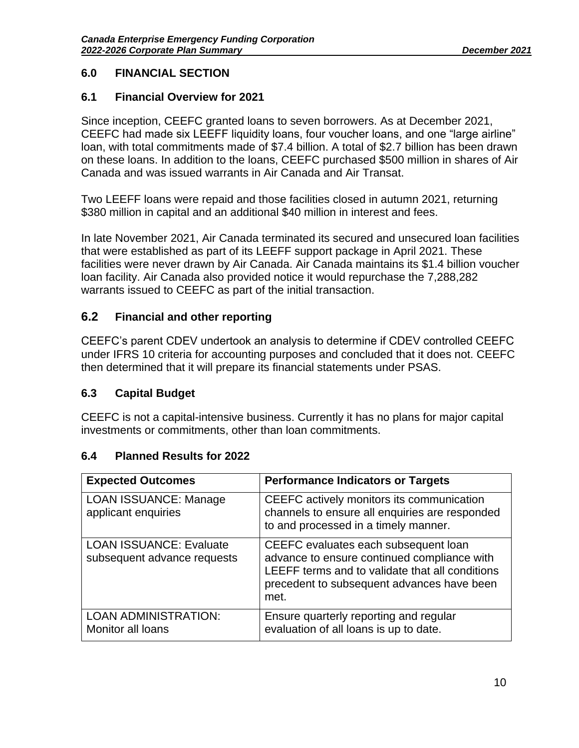## 6.0 FINANCIAL SECTION

### 6.1 Financial Overview for 2021

Since inception, CEEFC granted loans to seven borrowers. As at December 2021, CEEFC had made six LEEFF liquidity loans, four voucher loans, and one “large airline” loan, with total commitments made of $7.4 billion. A total of $2.7 billion has been drawn on these loans. In addition to the loans, CEEFC purchased $500 million in shares of Air Canada and was issued warrants in Air Canada and Air Transat.

Two LEEFF loans were repaid and those facilities closed in autumn 2021, returning $380 million in capital and an additional $40 million in interest and fees.

In late November 2021, Air Canada terminated its secured and unsecured loan facilities that were established as part of its LEEFF support package in April 2021. These facilities were never drawn by Air Canada. Air Canada maintains its $1.4 billion voucher loan facility. Air Canada also provided notice it would repurchase the 7,288,282 warrants issued to CEEFC as part of the initial transaction.

### 6.2 Financial and other reporting

CEEFC’s parent CDEV undertook an analysis to determine if CDEV controlled CEEFC under IFRS 10 criteria for accounting purposes and concluded that it does not. CEEFC then determined that it will prepare its financial statements under PSAS.

### 6.3 Capital Budget

CEEFC is not a capital-intensive business. Currently it has no plans for major capital investments or commitments, other than loan commitments.

### 6.4 Planned Results for 2022

| Expected Outcomes | Performance Indicators or Targets |
|---|---|
| LOAN ISSUANCE: Manage applicant enquiries | CEEFC actively monitors its communication channels to ensure all enquiries are responded to and processed in a timely manner. |
| LOAN ISSUANCE: Evaluate subsequent advance requests | CEEFC evaluates each subsequent loan advance to ensure continued compliance with LEEFF terms and to validate that all conditions precedent to subsequent advances have been met. |
| LOAN ADMINISTRATION: Monitor all loans | Ensure quarterly reporting and regular evaluation of all loans is up to date. |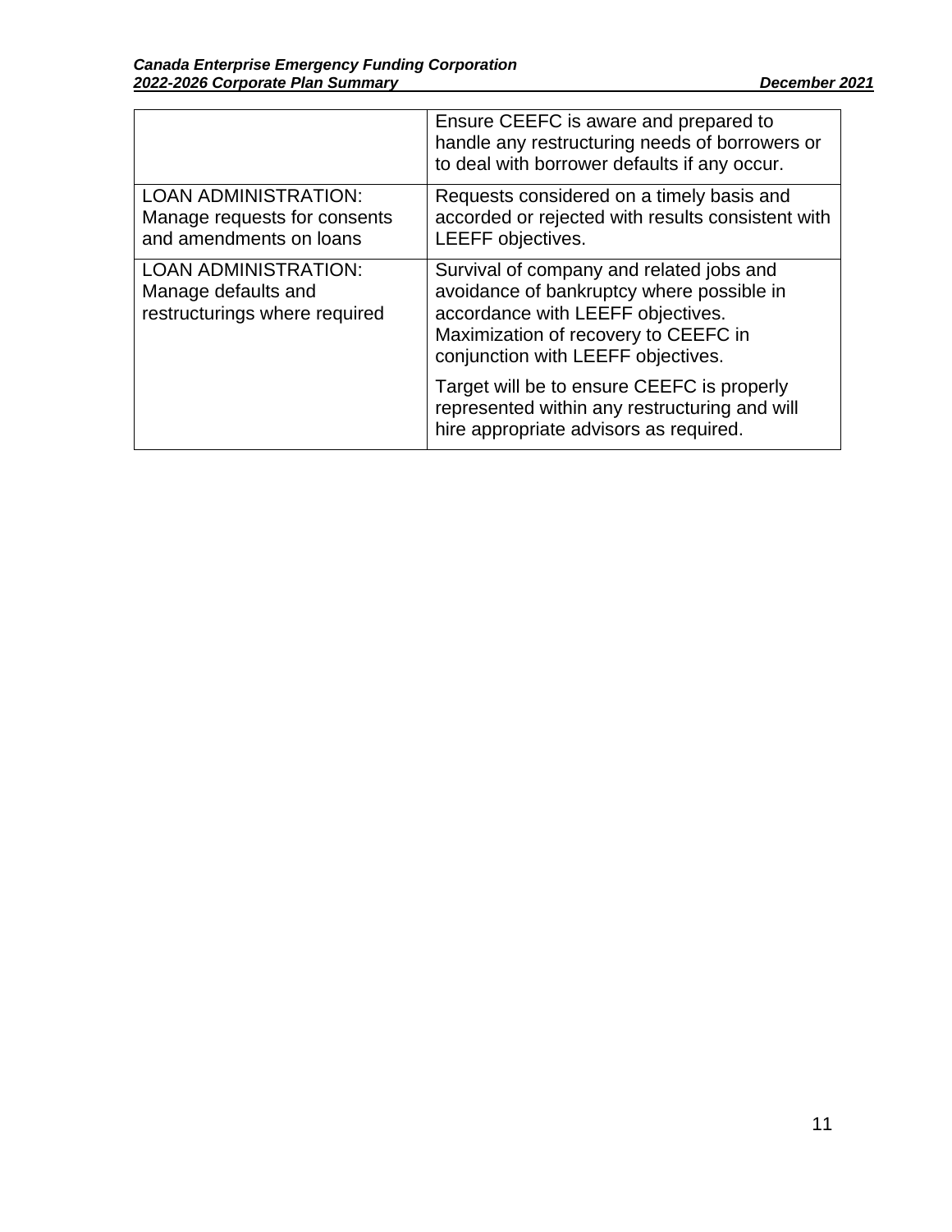| | |
|---|---|
| | Ensure CEEFC is aware and prepared to handle any restructuring needs of borrowers or to deal with borrower defaults if any occur. |
| LOAN ADMINISTRATION: Manage requests for consents and amendments on loans | Requests considered on a timely basis and accorded or rejected with results consistent with LEEFF objectives. |
| LOAN ADMINISTRATION: Manage defaults and restructurings where required | Survival of company and related jobs and avoidance of bankruptcy where possible in accordance with LEEFF objectives. Maximization of recovery to CEEFC in conjunction with LEEFF objectives.<br><br>Target will be to ensure CEEFC is properly represented within any restructuring and will hire appropriate advisors as required. |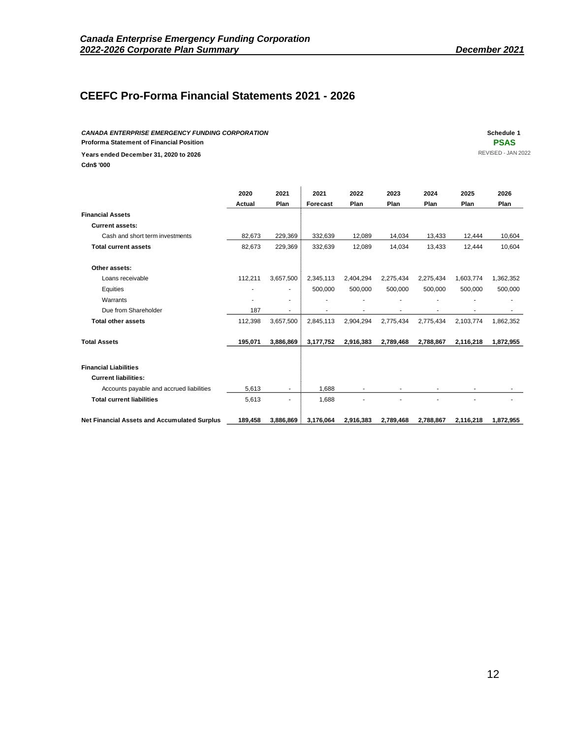## CEEFC Pro-Forma Financial Statements 2021 - 2026

***CANADA ENTERPRISE EMERGENCY FUNDING CORPORATION***
**Proforma Statement of Financial Position**
**Years ended December 31, 2020 to 2026**
**Cdn$ '000**

**Schedule 1**
**PSAS**
REVISED - JAN 2022

| | 2020 Actual | 2021 Plan | 2021 Forecast | 2022 Plan | 2023 Plan | 2024 Plan | 2025 Plan | 2026 Plan |
|---|---|---|---|---|---|---|---|---|
| **Financial Assets** | | | | | | | | |
| **Current assets:** | | | | | | | | |
| Cash and short term investments | 82,673 | 229,369 | 332,639 | 12,089 | 14,034 | 13,433 | 12,444 | 10,604 |
| **Total current assets** | 82,673 | 229,369 | 332,639 | 12,089 | 14,034 | 13,433 | 12,444 | 10,604 |
| **Other assets:** | | | | | | | | |
| Loans receivable | 112,211 | 3,657,500 | 2,345,113 | 2,404,294 | 2,275,434 | 2,275,434 | 1,603,774 | 1,362,352 |
| Equities | - | - | 500,000 | 500,000 | 500,000 | 500,000 | 500,000 | 500,000 |
| Warrants | - | - | - | - | - | - | - | - |
| Due from Shareholder | 187 | - | - | - | - | - | - | - |
| **Total other assets** | 112,398 | 3,657,500 | 2,845,113 | 2,904,294 | 2,775,434 | 2,775,434 | 2,103,774 | 1,862,352 |
| **Total Assets** | **195,071** | **3,886,869** | **3,177,752** | **2,916,383** | **2,789,468** | **2,788,867** | **2,116,218** | **1,872,955** |
| **Financial Liabilities** | | | | | | | | |
| **Current liabilities:** | | | | | | | | |
| Accounts payable and accrued liabilities | 5,613 | - | 1,688 | - | - | - | - | - |
| **Total current liabilities** | 5,613 | - | 1,688 | - | - | - | - | - |
| **Net Financial Assets and Accumulated Surplus** | **189,458** | **3,886,869** | **3,176,064** | **2,916,383** | **2,789,468** | **2,788,867** | **2,116,218** | **1,872,955** |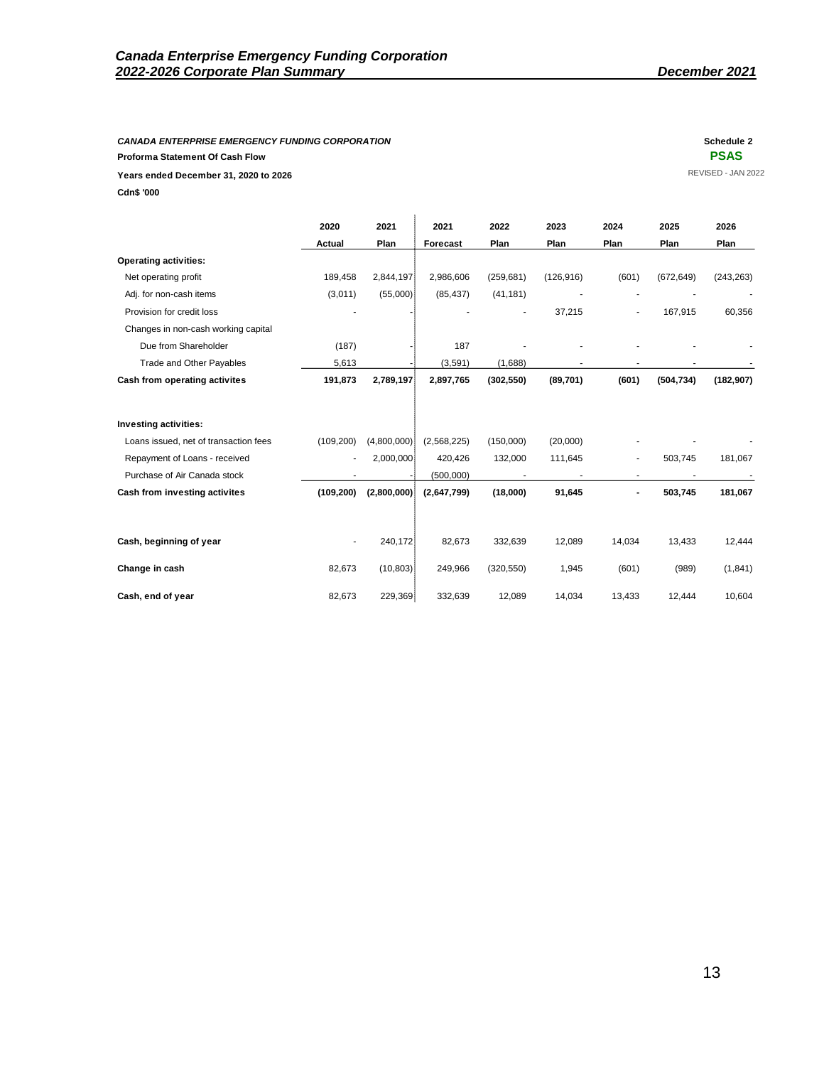**CANADA ENTERPRISE EMERGENCY FUNDING CORPORATION** | **Schedule 2**

**Proforma Statement Of Cash Flow** | **PSAS**

**Years ended December 31, 2020 to 2026** | REVISED - JAN 2022

**Cdn$ '000**

| | 2020 Actual | 2021 Plan | 2021 Forecast | 2022 Plan | 2023 Plan | 2024 Plan | 2025 Plan | 2026 Plan |
|---|---|---|---|---|---|---|---|---|
| **Operating activities:** | | | | | | | | |
| Net operating profit | 189,458 | 2,844,197 | 2,986,606 | (259,681) | (126,916) | (601) | (672,649) | (243,263) |
| Adj. for non-cash items | (3,011) | (55,000) | (85,437) | (41,181) | - | - | - | - |
| Provision for credit loss | - | - | - | - | 37,215 | - | 167,915 | 60,356 |
| Changes in non-cash working capital | | | | | | | | |
| Due from Shareholder | (187) | - | 187 | - | - | - | - | - |
| Trade and Other Payables | 5,613 | - | (3,591) | (1,688) | - | - | - | - |
| **Cash from operating activites** | **191,873** | **2,789,197** | **2,897,765** | **(302,550)** | **(89,701)** | **(601)** | **(504,734)** | **(182,907)** |
| **Investing activities:** | | | | | | | | |
| Loans issued, net of transaction fees | (109,200) | (4,800,000) | (2,568,225) | (150,000) | (20,000) | - | - | - |
| Repayment of Loans - received | - | 2,000,000 | 420,426 | 132,000 | 111,645 | - | 503,745 | 181,067 |
| Purchase of Air Canada stock | - | - | (500,000) | - | - | - | - | - |
| **Cash from investing activites** | **(109,200)** | **(2,800,000)** | **(2,647,799)** | **(18,000)** | **91,645** | **-** | **503,745** | **181,067** |
| **Cash, beginning of year** | - | 240,172 | 82,673 | 332,639 | 12,089 | 14,034 | 13,433 | 12,444 |
| **Change in cash** | 82,673 | (10,803) | 249,966 | (320,550) | 1,945 | (601) | (989) | (1,841) |
| **Cash, end of year** | 82,673 | 229,369 | 332,639 | 12,089 | 14,034 | 13,433 | 12,444 | 10,604 |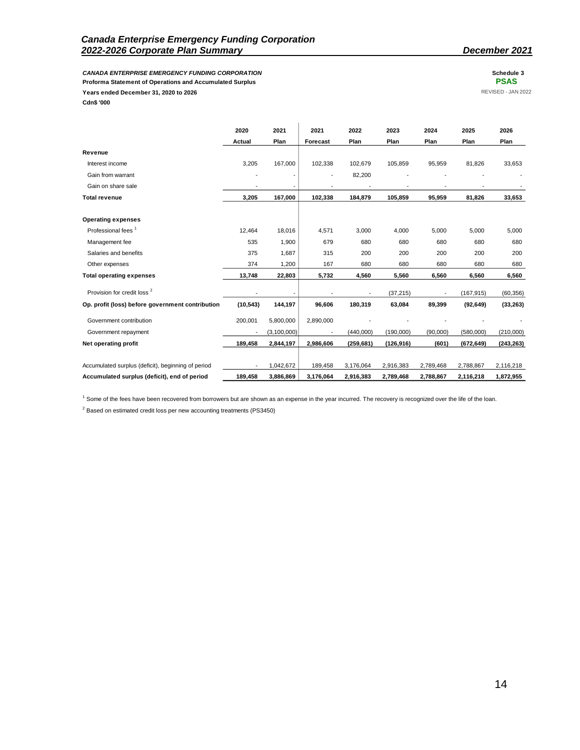***CANADA ENTERPRISE EMERGENCY FUNDING CORPORATION***

**Schedule 3**
**PSAS**
REVISED - JAN 2022

**Proforma Statement of Operations and Accumulated Surplus**

**Years ended December 31, 2020 to 2026**

**Cdn$ '000**

| | 2020 Actual | 2021 Plan | 2021 Forecast | 2022 Plan | 2023 Plan | 2024 Plan | 2025 Plan | 2026 Plan |
|---|---|---|---|---|---|---|---|---|
| **Revenue** | | | | | | | | |
| Interest income | 3,205 | 167,000 | 102,338 | 102,679 | 105,859 | 95,959 | 81,826 | 33,653 |
| Gain from warrant | - | - | - | 82,200 | - | - | - | - |
| Gain on share sale | - | - | - | - | - | - | - | - |
| **Total revenue** | **3,205** | **167,000** | **102,338** | **184,879** | **105,859** | **95,959** | **81,826** | **33,653** |
| **Operating expenses** | | | | | | | | |
| Professional fees [1] | 12,464 | 18,016 | 4,571 | 3,000 | 4,000 | 5,000 | 5,000 | 5,000 |
| Management fee | 535 | 1,900 | 679 | 680 | 680 | 680 | 680 | 680 |
| Salaries and benefits | 375 | 1,687 | 315 | 200 | 200 | 200 | 200 | 200 |
| Other expenses | 374 | 1,200 | 167 | 680 | 680 | 680 | 680 | 680 |
| **Total operating expenses** | **13,748** | **22,803** | **5,732** | **4,560** | **5,560** | **6,560** | **6,560** | **6,560** |
| Provision for credit loss [2] | - | - | - | - | (37,215) | - | (167,915) | (60,356) |
| **Op. profit (loss) before government contribution** | **(10,543)** | **144,197** | **96,606** | **180,319** | **63,084** | **89,399** | **(92,649)** | **(33,263)** |
| Government contribution | 200,001 | 5,800,000 | 2,890,000 | - | - | - | - | - |
| Government repayment | - | (3,100,000) | - | (440,000) | (190,000) | (90,000) | (580,000) | (210,000) |
| **Net operating profit** | **189,458** | **2,844,197** | **2,986,606** | **(259,681)** | **(126,916)** | **(601)** | **(672,649)** | **(243,263)** |
| Accumulated surplus (deficit), beginning of period | - | 1,042,672 | 189,458 | 3,176,064 | 2,916,383 | 2,789,468 | 2,788,867 | 2,116,218 |
| **Accumulated surplus (deficit), end of period** | **189,458** | **3,886,869** | **3,176,064** | **2,916,383** | **2,789,468** | **2,788,867** | **2,116,218** | **1,872,955** |

[1] Some of the fees have been recovered from borrowers but are shown as an expense in the year incurred. The recovery is recognized over the life of the loan.

[2] Based on estimated credit loss per new accounting treatments (PS3450)